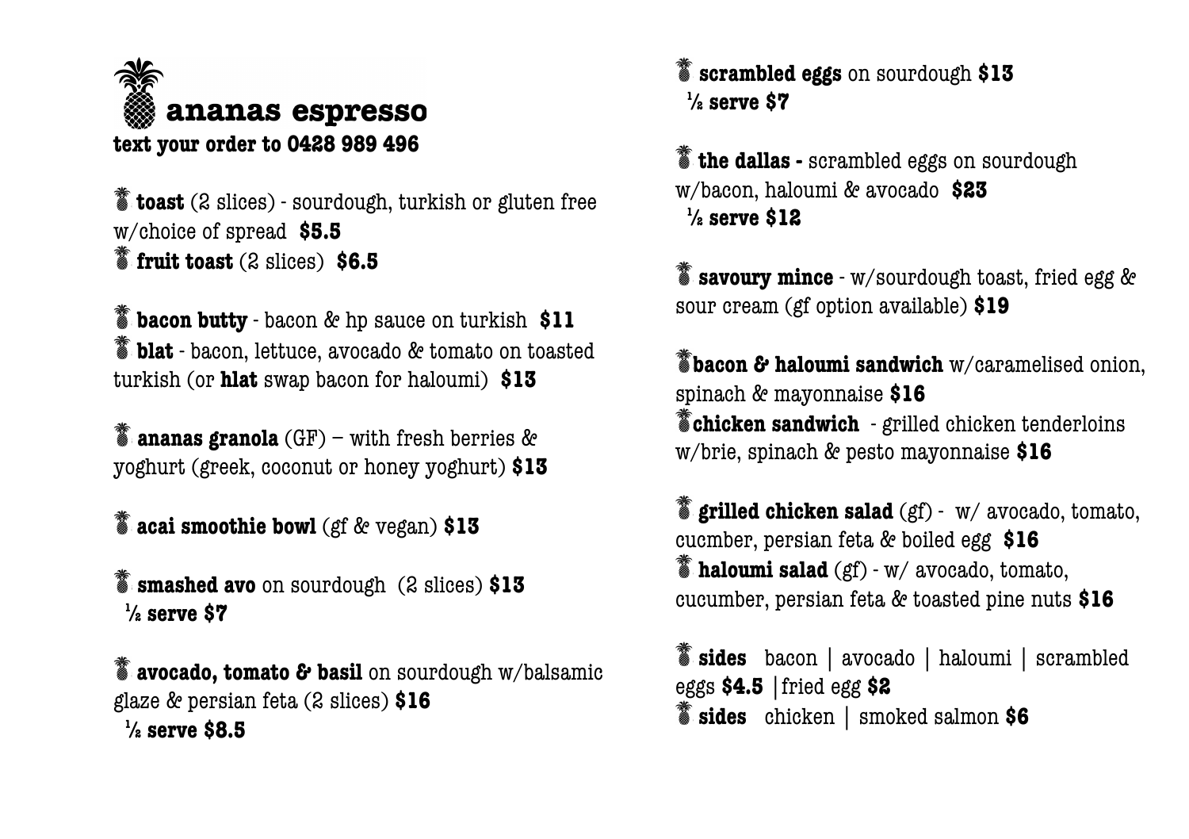# ananas espresso

**text your order to 0428 989 496**

**toast** (2 slices) - sourdough, turkish or gluten free w/choice of spread **$5.5**

**fruit toast** (2 slices) **$6.5**

**bacon butty** - bacon & hp sauce on turkish **$11**

**blat** - bacon, lettuce, avocado & tomato on toasted turkish (or **hlat** swap bacon for haloumi) **$13**

**ananas granola** (GF) – with fresh berries & yoghurt (greek, coconut or honey yoghurt) **$13**

**acai smoothie bowl** (gf & vegan) **$13**

**smashed avo** on sourdough (2 slices) **$13**
**½ serve $7**

**avocado, tomato & basil** on sourdough w/balsamic glaze & persian feta (2 slices) **$16**
**½ serve $8.5**

**scrambled eggs** on sourdough **$13**
**½ serve $7**

**the dallas -** scrambled eggs on sourdough w/bacon, haloumi & avocado **$23**
**½ serve $12**

**savoury mince** - w/sourdough toast, fried egg & sour cream (gf option available) **$19**

**bacon & haloumi sandwich** w/caramelised onion, spinach & mayonnaise **$16**

**chicken sandwich** - grilled chicken tenderloins w/brie, spinach & pesto mayonnaise **$16**

**grilled chicken salad** (gf) - w/ avocado, tomato, cucmber, persian feta & boiled egg **$16**

**haloumi salad** (gf) - w/ avocado, tomato, cucumber, persian feta & toasted pine nuts **$16**

**sides** bacon | avocado | haloumi | scrambled eggs **$4.5** |fried egg **$2**

**sides** chicken | smoked salmon **$6**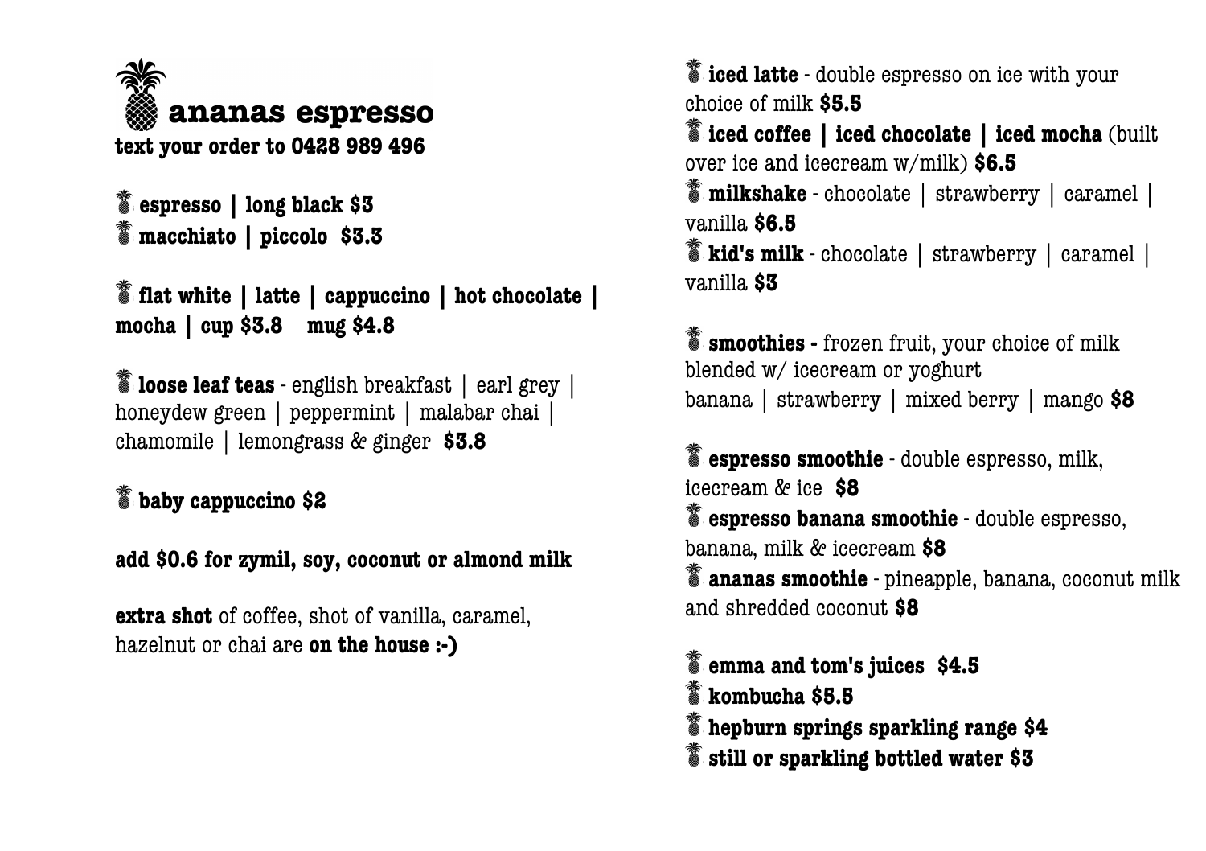# ananas espresso

**text your order to 0428 989 496**

- **espresso | long black $3**
- **macchiato | piccolo $3.3**

- **flat white | latte | cappuccino | hot chocolate | mocha | cup $3.8 mug $4.8**

- **loose leaf teas** - english breakfast | earl grey | honeydew green | peppermint | malabar chai | chamomile | lemongrass & ginger **$3.8**

- **baby cappuccino $2**

**add $0.6 for zymil, soy, coconut or almond milk**

**extra shot** of coffee, shot of vanilla, caramel, hazelnut or chai are **on the house :-)**

- **iced latte** - double espresso on ice with your choice of milk **$5.5**
- **iced coffee | iced chocolate | iced mocha** (built over ice and icecream w/milk) **$6.5**
- **milkshake** - chocolate | strawberry | caramel | vanilla **$6.5**
- **kid's milk** - chocolate | strawberry | caramel | vanilla **$3**

- **smoothies -** frozen fruit, your choice of milk blended w/ icecream or yoghurt
  banana | strawberry | mixed berry | mango **$8**

- **espresso smoothie** - double espresso, milk, icecream & ice **$8**
- **espresso banana smoothie** - double espresso, banana, milk & icecream **$8**
- **ananas smoothie** - pineapple, banana, coconut milk and shredded coconut **$8**

- **emma and tom's juices $4.5**
- **kombucha $5.5**
- **hepburn springs sparkling range $4**
- **still or sparkling bottled water $3**